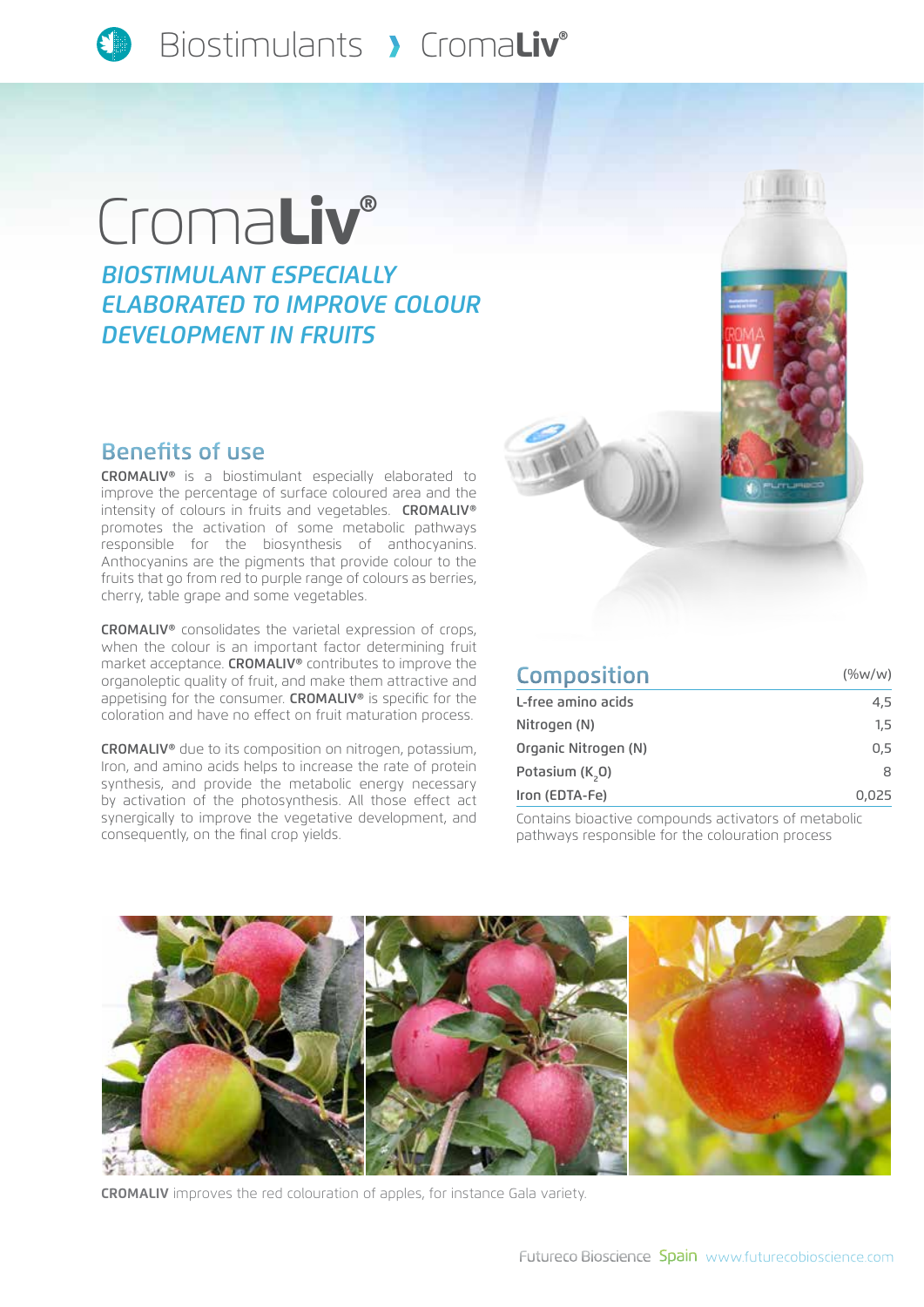# CromaLiv®

## *BIOSTIMULANT ESPECIALLY ELABORATED TO IMPROVE COLOUR DEVELOPMENT IN FRUITS*

## Benefits of use

**CROMALIV®** is a biostimulant especially elaborated to improve the percentage of surface coloured area and the intensity of colours in fruits and vegetables. **CROMALIV®** promotes the activation of some metabolic pathways responsible for the biosynthesis of anthocyanins. Anthocyanins are the pigments that provide colour to the fruits that go from red to purple range of colours as berries, cherry, table grape and some vegetables.

**CROMALIV®** consolidates the varietal expression of crops, when the colour is an important factor determining fruit market acceptance. **CROMALIV®** contributes to improve the organoleptic quality of fruit, and make them attractive and appetising for the consumer. **CROMALIV®** is specific for the coloration and have no effect on fruit maturation process.

**CROMALIV®** due to its composition on nitrogen, potassium, Iron, and amino acids helps to increase the rate of protein synthesis, and provide the metabolic energy necessary by activation of the photosynthesis. All those effect act synergically to improve the vegetative development, and consequently, on the final crop yields.

## Composition

| Composition | (%w/w) |
|---|---|
| L-free amino acids | 4,5 |
| Nitrogen (N) | 1,5 |
| Organic Nitrogen (N) | 0,5 |
| Potasium ($K_2O$) | 8 |
| Iron (EDTA-Fe) | 0,025 |

Contains bioactive compounds activators of metabolic pathways responsible for the colouration process

**CROMALIV** improves the red colouration of apples, for instance Gala variety.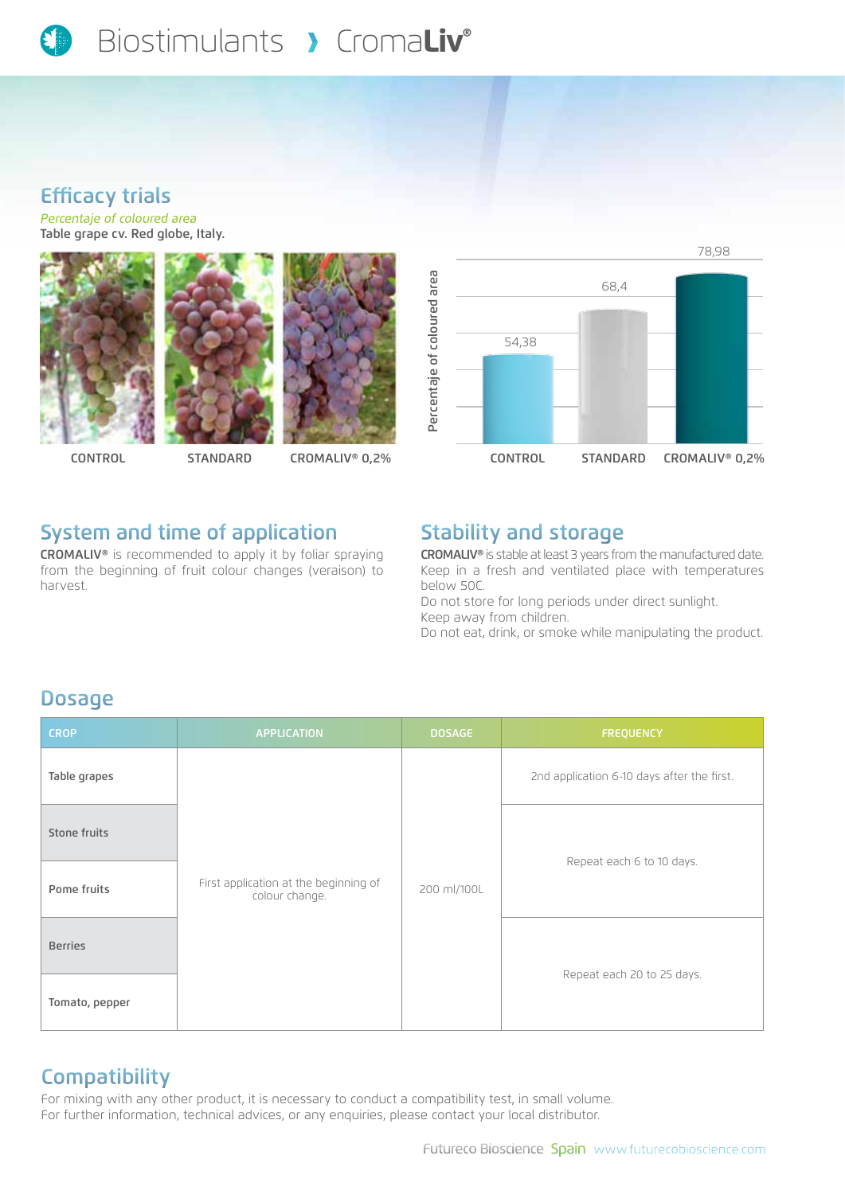# Biostimulants › CromaLiv®

## Efficacy trials

*Percentaje of coloured area*

Table grape cv. Red globe, Italy.

CONTROL STANDARD CROMALIV® 0,2%

Percentaje of coloured area

54,38

68,4

78,98

CONTROL

STANDARD

CROMALIV® 0,2%

## System and time of application

**CROMALIV®** is recommended to apply it by foliar spraying from the beginning of fruit colour changes (veraison) to harvest.

## Stability and storage

**CROMALIV®** is stable at least 3 years from the manufactured date.
Keep in a fresh and ventilated place with temperatures below 50C.
Do not store for long periods under direct sunlight.
Keep away from children.
Do not eat, drink, or smoke while manipulating the product.

## Dosage

| CROP | APPLICATION | DOSAGE | FREQUENCY |
|---|---|---|---|
| Table grapes | First application at the beginning of colour change. | 200 ml/100L | 2nd application 6-10 days after the first. |
| Stone fruits | | | Repeat each 6 to 10 days. |
| Pome fruits | | | |
| Berries | | | Repeat each 20 to 25 days. |
| Tomato, pepper | | | |

## Compatibility

For mixing with any other product, it is necessary to conduct a compatibility test, in small volume.
For further information, technical advices, or any enquiries, please contact your local distributor.

Futureco Bioscience Spain www.futurecobioscience.com